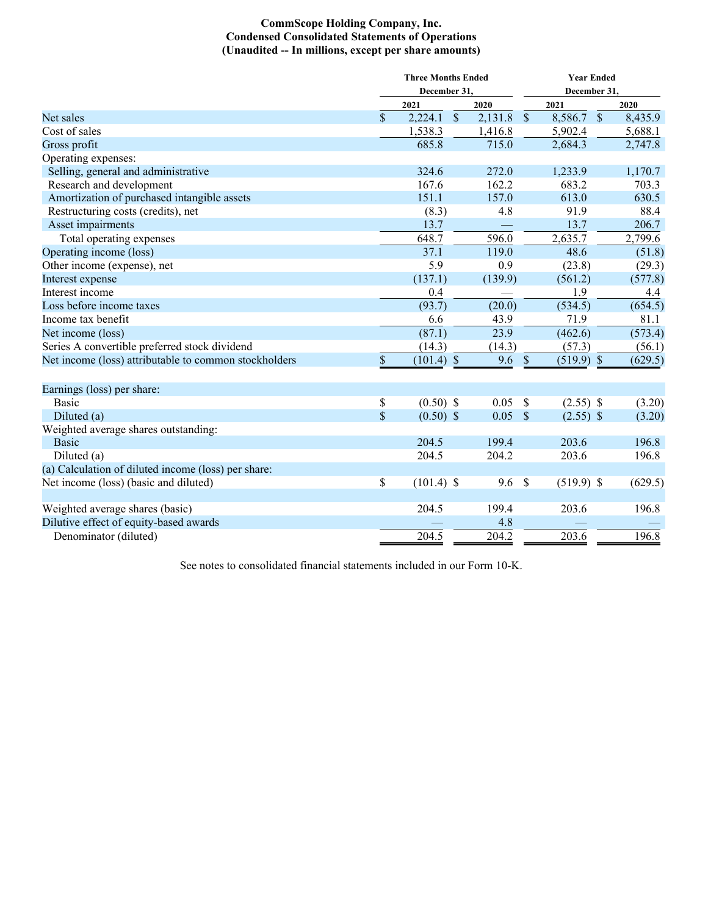**CommScope Holding Company, Inc.**
**Condensed Consolidated Statements of Operations**
**(Unaudited -- In millions, except per share amounts)**

| | Three Months Ended December 31, | | Year Ended December 31, | |
|---|---|---|---|---|
| | 2021 | 2020 | 2021 | 2020 |
| Net sales | $ 2,224.1 | $ 2,131.8 | $ 8,586.7 | $ 8,435.9 |
| Cost of sales | 1,538.3 | 1,416.8 | 5,902.4 | 5,688.1 |
| Gross profit | 685.8 | 715.0 | 2,684.3 | 2,747.8 |
| Operating expenses: | | | | |
| Selling, general and administrative | 324.6 | 272.0 | 1,233.9 | 1,170.7 |
| Research and development | 167.6 | 162.2 | 683.2 | 703.3 |
| Amortization of purchased intangible assets | 151.1 | 157.0 | 613.0 | 630.5 |
| Restructuring costs (credits), net | (8.3) | 4.8 | 91.9 | 88.4 |
| Asset impairments | 13.7 | — | 13.7 | 206.7 |
| Total operating expenses | 648.7 | 596.0 | 2,635.7 | 2,799.6 |
| Operating income (loss) | 37.1 | 119.0 | 48.6 | (51.8) |
| Other income (expense), net | 5.9 | 0.9 | (23.8) | (29.3) |
| Interest expense | (137.1) | (139.9) | (561.2) | (577.8) |
| Interest income | 0.4 | — | 1.9 | 4.4 |
| Loss before income taxes | (93.7) | (20.0) | (534.5) | (654.5) |
| Income tax benefit | 6.6 | 43.9 | 71.9 | 81.1 |
| Net income (loss) | (87.1) | 23.9 | (462.6) | (573.4) |
| Series A convertible preferred stock dividend | (14.3) | (14.3) | (57.3) | (56.1) |
| Net income (loss) attributable to common stockholders | $ (101.4) | $ 9.6 | $ (519.9) | $ (629.5) |
| | | | | |
| Earnings (loss) per share: | | | | |
| Basic | $ (0.50) | $ 0.05 | $ (2.55) | $ (3.20) |
| Diluted (a) | $ (0.50) | $ 0.05 | $ (2.55) | $ (3.20) |
| Weighted average shares outstanding: | | | | |
| Basic | 204.5 | 199.4 | 203.6 | 196.8 |
| Diluted (a) | 204.5 | 204.2 | 203.6 | 196.8 |
| (a) Calculation of diluted income (loss) per share: | | | | |
| Net income (loss) (basic and diluted) | $ (101.4) | $ 9.6 | $ (519.9) | $ (629.5) |
| | | | | |
| Weighted average shares (basic) | 204.5 | 199.4 | 203.6 | 196.8 |
| Dilutive effect of equity-based awards | — | 4.8 | — | — |
| Denominator (diluted) | 204.5 | 204.2 | 203.6 | 196.8 |

See notes to consolidated financial statements included in our Form 10-K.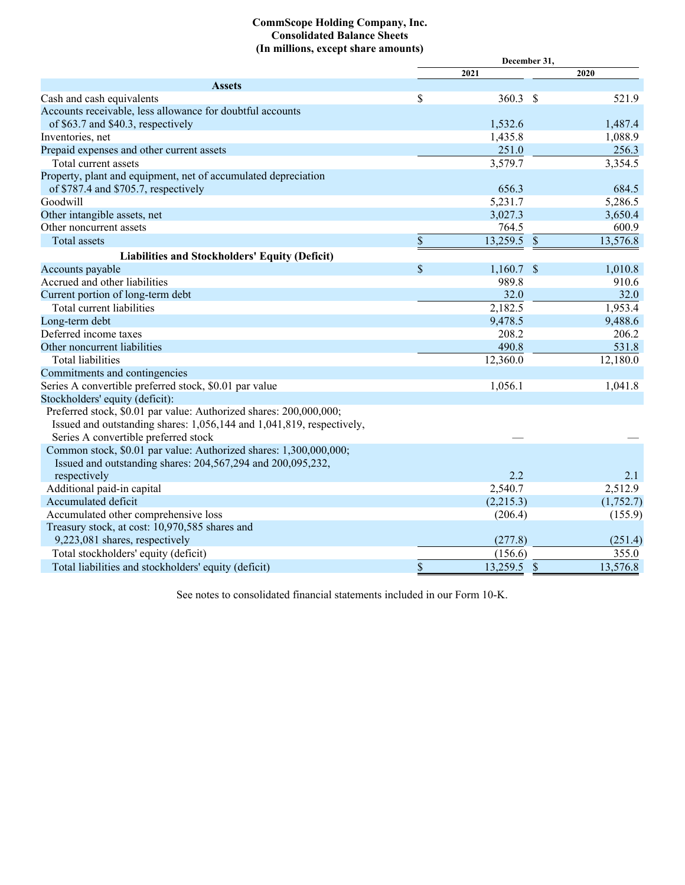**CommScope Holding Company, Inc.**
**Consolidated Balance Sheets**
**(In millions, except share amounts)**

| | December 31, | |
|---|---|---|
| | 2021 | 2020 |
| **Assets** | | |
| Cash and cash equivalents | $ 360.3 | $ 521.9 |
| Accounts receivable, less allowance for doubtful accounts of $63.7 and $40.3, respectively | 1,532.6 | 1,487.4 |
| Inventories, net | 1,435.8 | 1,088.9 |
| Prepaid expenses and other current assets | 251.0 | 256.3 |
| Total current assets | 3,579.7 | 3,354.5 |
| Property, plant and equipment, net of accumulated depreciation of $787.4 and $705.7, respectively | 656.3 | 684.5 |
| Goodwill | 5,231.7 | 5,286.5 |
| Other intangible assets, net | 3,027.3 | 3,650.4 |
| Other noncurrent assets | 764.5 | 600.9 |
| Total assets | $ 13,259.5 | $ 13,576.8 |
| **Liabilities and Stockholders' Equity (Deficit)** | | |
| Accounts payable | $ 1,160.7 | $ 1,010.8 |
| Accrued and other liabilities | 989.8 | 910.6 |
| Current portion of long-term debt | 32.0 | 32.0 |
| Total current liabilities | 2,182.5 | 1,953.4 |
| Long-term debt | 9,478.5 | 9,488.6 |
| Deferred income taxes | 208.2 | 206.2 |
| Other noncurrent liabilities | 490.8 | 531.8 |
| Total liabilities | 12,360.0 | 12,180.0 |
| Commitments and contingencies | | |
| Series A convertible preferred stock, $0.01 par value | 1,056.1 | 1,041.8 |
| Stockholders' equity (deficit): | | |
| Preferred stock, $0.01 par value: Authorized shares: 200,000,000; Issued and outstanding shares: 1,056,144 and 1,041,819, respectively, Series A convertible preferred stock | — | — |
| Common stock, $0.01 par value: Authorized shares: 1,300,000,000; Issued and outstanding shares: 204,567,294 and 200,095,232, respectively | 2.2 | 2.1 |
| Additional paid-in capital | 2,540.7 | 2,512.9 |
| Accumulated deficit | (2,215.3) | (1,752.7) |
| Accumulated other comprehensive loss | (206.4) | (155.9) |
| Treasury stock, at cost: 10,970,585 shares and 9,223,081 shares, respectively | (277.8) | (251.4) |
| Total stockholders' equity (deficit) | (156.6) | 355.0 |
| Total liabilities and stockholders' equity (deficit) | $ 13,259.5 | $ 13,576.8 |

See notes to consolidated financial statements included in our Form 10-K.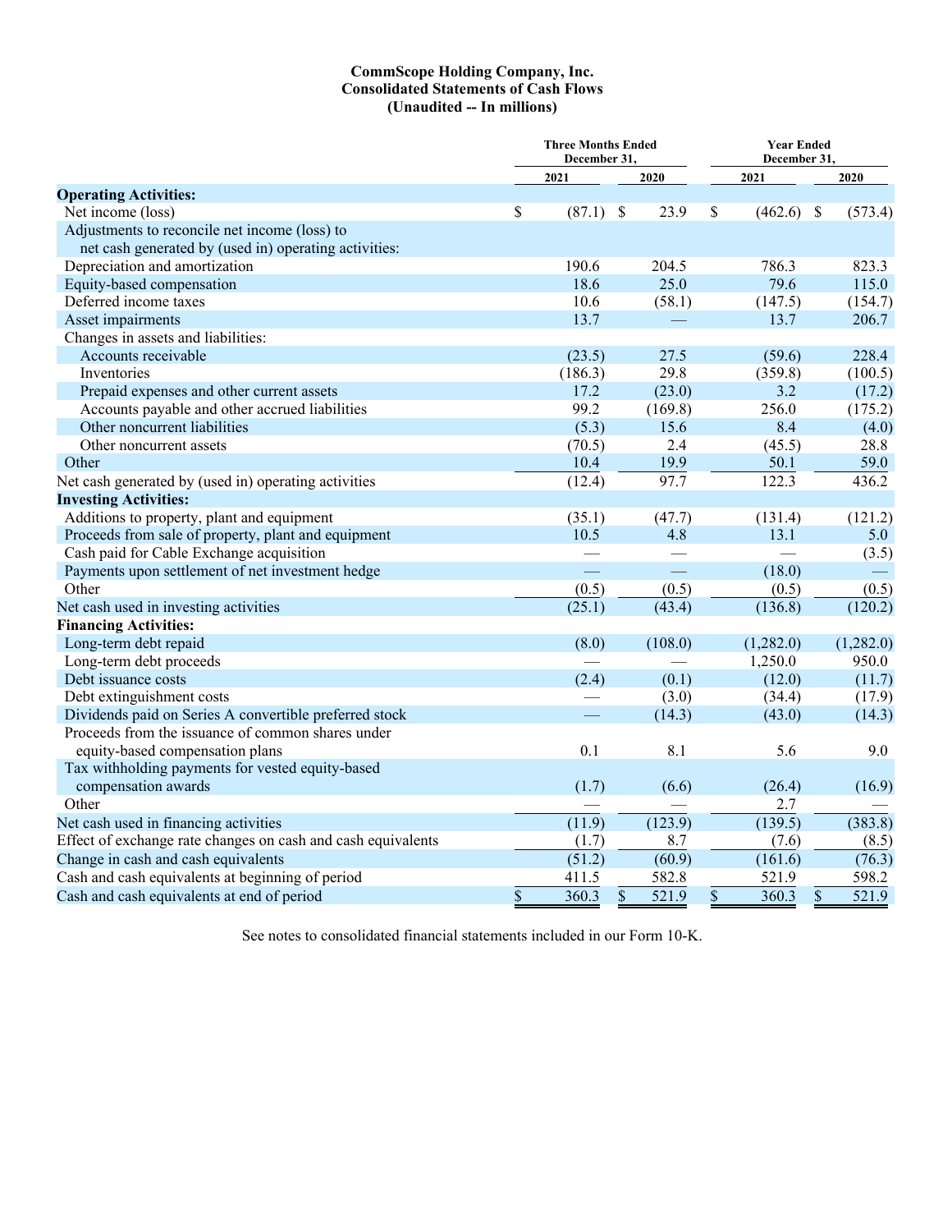**CommScope Holding Company, Inc.**
**Consolidated Statements of Cash Flows**
**(Unaudited -- In millions)**

| | Three Months Ended December 31, | | Year Ended December 31, | |
|---|---|---|---|---|
| | 2021 | 2020 | 2021 | 2020 |
| **Operating Activities:** | | | | |
| Net income (loss) | $ (87.1) | $ 23.9 | $ (462.6) | $ (573.4) |
| Adjustments to reconcile net income (loss) to net cash generated by (used in) operating activities: | | | | |
| Depreciation and amortization | 190.6 | 204.5 | 786.3 | 823.3 |
| Equity-based compensation | 18.6 | 25.0 | 79.6 | 115.0 |
| Deferred income taxes | 10.6 | (58.1) | (147.5) | (154.7) |
| Asset impairments | 13.7 | — | 13.7 | 206.7 |
| Changes in assets and liabilities: | | | | |
| Accounts receivable | (23.5) | 27.5 | (59.6) | 228.4 |
| Inventories | (186.3) | 29.8 | (359.8) | (100.5) |
| Prepaid expenses and other current assets | 17.2 | (23.0) | 3.2 | (17.2) |
| Accounts payable and other accrued liabilities | 99.2 | (169.8) | 256.0 | (175.2) |
| Other noncurrent liabilities | (5.3) | 15.6 | 8.4 | (4.0) |
| Other noncurrent assets | (70.5) | 2.4 | (45.5) | 28.8 |
| Other | 10.4 | 19.9 | 50.1 | 59.0 |
| Net cash generated by (used in) operating activities | (12.4) | 97.7 | 122.3 | 436.2 |
| **Investing Activities:** | | | | |
| Additions to property, plant and equipment | (35.1) | (47.7) | (131.4) | (121.2) |
| Proceeds from sale of property, plant and equipment | 10.5 | 4.8 | 13.1 | 5.0 |
| Cash paid for Cable Exchange acquisition | — | — | — | (3.5) |
| Payments upon settlement of net investment hedge | — | — | (18.0) | — |
| Other | (0.5) | (0.5) | (0.5) | (0.5) |
| Net cash used in investing activities | (25.1) | (43.4) | (136.8) | (120.2) |
| **Financing Activities:** | | | | |
| Long-term debt repaid | (8.0) | (108.0) | (1,282.0) | (1,282.0) |
| Long-term debt proceeds | — | — | 1,250.0 | 950.0 |
| Debt issuance costs | (2.4) | (0.1) | (12.0) | (11.7) |
| Debt extinguishment costs | — | (3.0) | (34.4) | (17.9) |
| Dividends paid on Series A convertible preferred stock | — | (14.3) | (43.0) | (14.3) |
| Proceeds from the issuance of common shares under equity-based compensation plans | 0.1 | 8.1 | 5.6 | 9.0 |
| Tax withholding payments for vested equity-based compensation awards | (1.7) | (6.6) | (26.4) | (16.9) |
| Other | — | — | 2.7 | — |
| Net cash used in financing activities | (11.9) | (123.9) | (139.5) | (383.8) |
| Effect of exchange rate changes on cash and cash equivalents | (1.7) | 8.7 | (7.6) | (8.5) |
| Change in cash and cash equivalents | (51.2) | (60.9) | (161.6) | (76.3) |
| Cash and cash equivalents at beginning of period | 411.5 | 582.8 | 521.9 | 598.2 |
| Cash and cash equivalents at end of period | $ 360.3 | $ 521.9 | $ 360.3 | $ 521.9 |

See notes to consolidated financial statements included in our Form 10-K.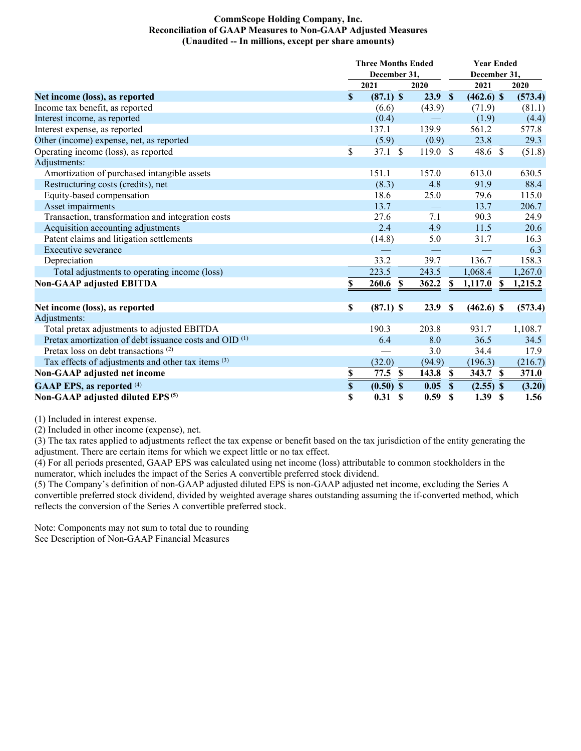**CommScope Holding Company, Inc.**
**Reconciliation of GAAP Measures to Non-GAAP Adjusted Measures**
**(Unaudited -- In millions, except per share amounts)**

| | Three Months Ended December 31, | | Year Ended December 31, | |
|---|---|---|---|---|
| | 2021 | 2020 | 2021 | 2020 |
| **Net income (loss), as reported** | **$ (87.1)** | **$ 23.9** | **$ (462.6)** | **$ (573.4)** |
| Income tax benefit, as reported | (6.6) | (43.9) | (71.9) | (81.1) |
| Interest income, as reported | (0.4) | — | (1.9) | (4.4) |
| Interest expense, as reported | 137.1 | 139.9 | 561.2 | 577.8 |
| Other (income) expense, net, as reported | (5.9) | (0.9) | 23.8 | 29.3 |
| Operating income (loss), as reported | $ 37.1 | $ 119.0 | $ 48.6 | $ (51.8) |
| Adjustments: | | | | |
| Amortization of purchased intangible assets | 151.1 | 157.0 | 613.0 | 630.5 |
| Restructuring costs (credits), net | (8.3) | 4.8 | 91.9 | 88.4 |
| Equity-based compensation | 18.6 | 25.0 | 79.6 | 115.0 |
| Asset impairments | 13.7 | — | 13.7 | 206.7 |
| Transaction, transformation and integration costs | 27.6 | 7.1 | 90.3 | 24.9 |
| Acquisition accounting adjustments | 2.4 | 4.9 | 11.5 | 20.6 |
| Patent claims and litigation settlements | (14.8) | 5.0 | 31.7 | 16.3 |
| Executive severance | — | — | — | 6.3 |
| Depreciation | 33.2 | 39.7 | 136.7 | 158.3 |
| Total adjustments to operating income (loss) | 223.5 | 243.5 | 1,068.4 | 1,267.0 |
| **Non-GAAP adjusted EBITDA** | **$ 260.6** | **$ 362.2** | **$ 1,117.0** | **$ 1,215.2** |
| | | | | |
| **Net income (loss), as reported** | **$ (87.1)** | **$ 23.9** | **$ (462.6)** | **$ (573.4)** |
| Adjustments: | | | | |
| Total pretax adjustments to adjusted EBITDA | 190.3 | 203.8 | 931.7 | 1,108.7 |
| Pretax amortization of debt issuance costs and OID [1] | 6.4 | 8.0 | 36.5 | 34.5 |
| Pretax loss on debt transactions [2] | — | 3.0 | 34.4 | 17.9 |
| Tax effects of adjustments and other tax items [3] | (32.0) | (94.9) | (196.3) | (216.7) |
| **Non-GAAP adjusted net income** | **$ 77.5** | **$ 143.8** | **$ 343.7** | **$ 371.0** |
| **GAAP EPS, as reported** [4] | **$ (0.50)** | **$ 0.05** | **$ (2.55)** | **$ (3.20)** |
| **Non-GAAP adjusted diluted EPS** [5] | **$ 0.31** | **$ 0.59** | **$ 1.39** | **$ 1.56** |

(1) Included in interest expense.
(2) Included in other income (expense), net.
(3) The tax rates applied to adjustments reflect the tax expense or benefit based on the tax jurisdiction of the entity generating the adjustment. There are certain items for which we expect little or no tax effect.
(4) For all periods presented, GAAP EPS was calculated using net income (loss) attributable to common stockholders in the numerator, which includes the impact of the Series A convertible preferred stock dividend.
(5) The Company's definition of non-GAAP adjusted diluted EPS is non-GAAP adjusted net income, excluding the Series A convertible preferred stock dividend, divided by weighted average shares outstanding assuming the if-converted method, which reflects the conversion of the Series A convertible preferred stock.

Note: Components may not sum to total due to rounding
See Description of Non-GAAP Financial Measures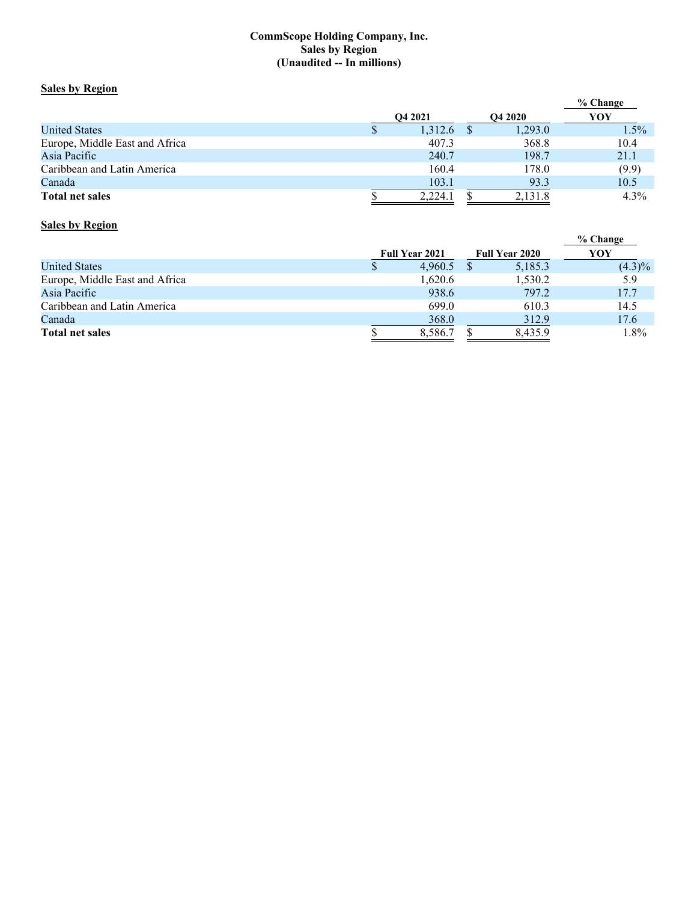**CommScope Holding Company, Inc.**
**Sales by Region**
**(Unaudited -- In millions)**

**Sales by Region**

| | Q4 2021 | Q4 2020 | % Change YOY |
|---|---|---|---|
| United States | $ 1,312.6 | $ 1,293.0 | 1.5% |
| Europe, Middle East and Africa | 407.3 | 368.8 | 10.4 |
| Asia Pacific | 240.7 | 198.7 | 21.1 |
| Caribbean and Latin America | 160.4 | 178.0 | (9.9) |
| Canada | 103.1 | 93.3 | 10.5 |
| **Total net sales** | $ 2,224.1 | $ 2,131.8 | 4.3% |

**Sales by Region**

| | Full Year 2021 | Full Year 2020 | % Change YOY |
|---|---|---|---|
| United States | $ 4,960.5 | $ 5,185.3 | (4.3)% |
| Europe, Middle East and Africa | 1,620.6 | 1,530.2 | 5.9 |
| Asia Pacific | 938.6 | 797.2 | 17.7 |
| Caribbean and Latin America | 699.0 | 610.3 | 14.5 |
| Canada | 368.0 | 312.9 | 17.6 |
| **Total net sales** | $ 8,586.7 | $ 8,435.9 | 1.8% |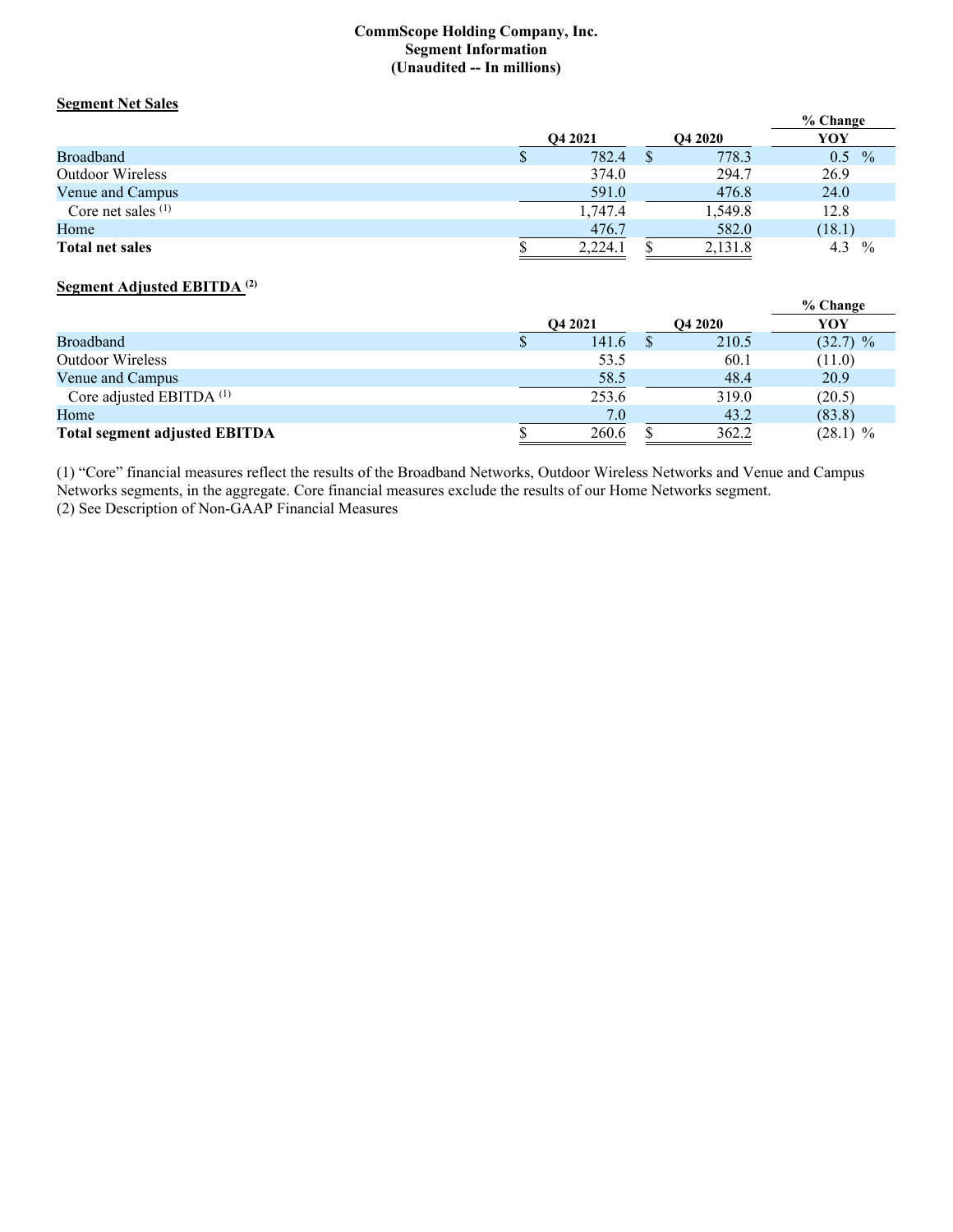**CommScope Holding Company, Inc.**
**Segment Information**
**(Unaudited -- In millions)**

**Segment Net Sales**

| | Q4 2021 | Q4 2020 | % Change YOY |
|---|---|---|---|
| Broadband | $ 782.4 | $ 778.3 | 0.5 % |
| Outdoor Wireless | 374.0 | 294.7 | 26.9 |
| Venue and Campus | 591.0 | 476.8 | 24.0 |
| Core net sales [(1)] | 1,747.4 | 1,549.8 | 12.8 |
| Home | 476.7 | 582.0 | (18.1) |
| **Total net sales** | $ 2,224.1 | $ 2,131.8 | 4.3 % |

**Segment Adjusted EBITDA [(2)]**

| | Q4 2021 | Q4 2020 | % Change YOY |
|---|---|---|---|
| Broadband | $ 141.6 | $ 210.5 | (32.7) % |
| Outdoor Wireless | 53.5 | 60.1 | (11.0) |
| Venue and Campus | 58.5 | 48.4 | 20.9 |
| Core adjusted EBITDA [(1)] | 253.6 | 319.0 | (20.5) |
| Home | 7.0 | 43.2 | (83.8) |
| **Total segment adjusted EBITDA** | $ 260.6 | $ 362.2 | (28.1) % |

(1) "Core" financial measures reflect the results of the Broadband Networks, Outdoor Wireless Networks and Venue and Campus Networks segments, in the aggregate. Core financial measures exclude the results of our Home Networks segment.
(2) See Description of Non-GAAP Financial Measures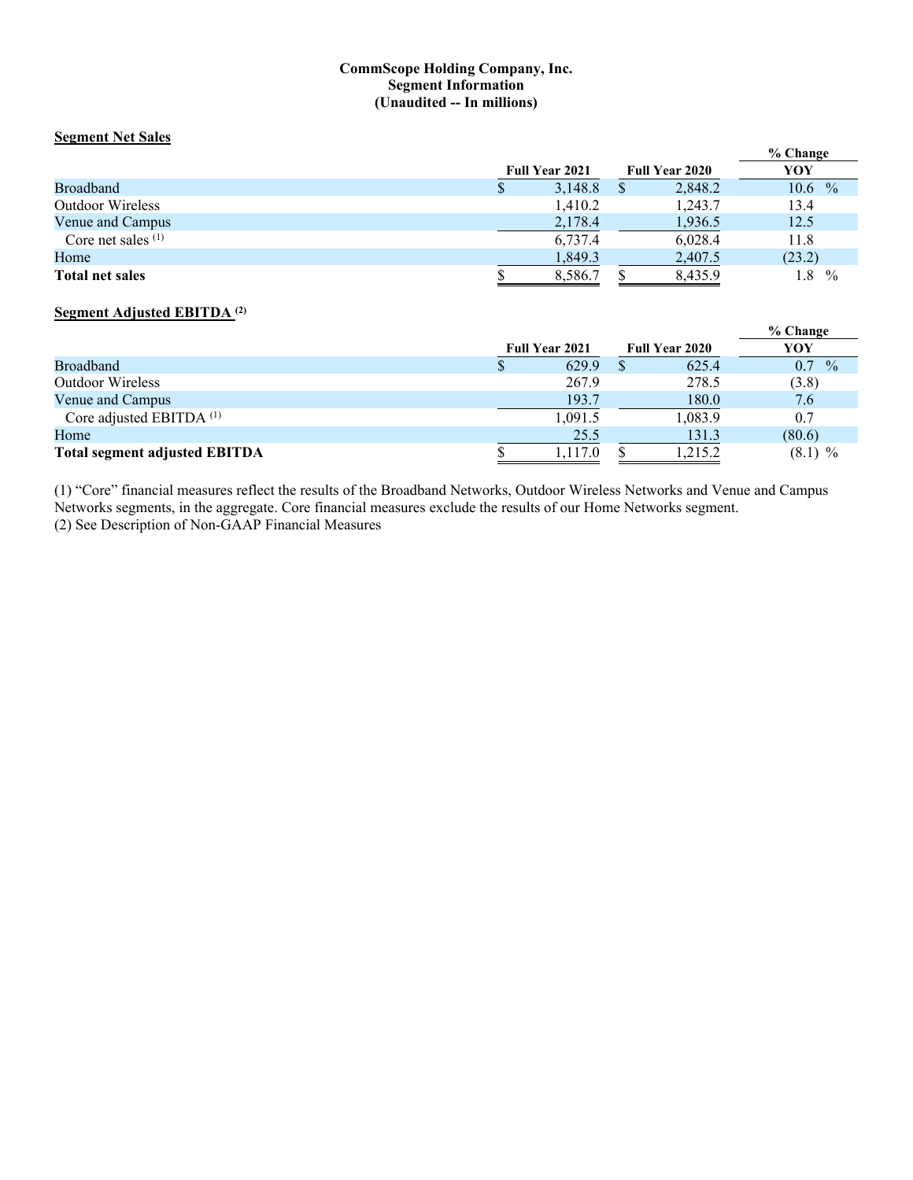**CommScope Holding Company, Inc.**
**Segment Information**
**(Unaudited -- In millions)**

**Segment Net Sales**

| | Full Year 2021 | Full Year 2020 | % Change YOY |
|---|---|---|---|
| Broadband | $ 3,148.8 | $ 2,848.2 | 10.6 % |
| Outdoor Wireless | 1,410.2 | 1,243.7 | 13.4 |
| Venue and Campus | 2,178.4 | 1,936.5 | 12.5 |
| Core net sales [(1)] | 6,737.4 | 6,028.4 | 11.8 |
| Home | 1,849.3 | 2,407.5 | (23.2) |
| **Total net sales** | $ 8,586.7 | $ 8,435.9 | 1.8 % |

**Segment Adjusted EBITDA [(2)]**

| | Full Year 2021 | Full Year 2020 | % Change YOY |
|---|---|---|---|
| Broadband | $ 629.9 | $ 625.4 | 0.7 % |
| Outdoor Wireless | 267.9 | 278.5 | (3.8) |
| Venue and Campus | 193.7 | 180.0 | 7.6 |
| Core adjusted EBITDA [(1)] | 1,091.5 | 1,083.9 | 0.7 |
| Home | 25.5 | 131.3 | (80.6) |
| **Total segment adjusted EBITDA** | $ 1,117.0 | $ 1,215.2 | (8.1) % |

(1) "Core" financial measures reflect the results of the Broadband Networks, Outdoor Wireless Networks and Venue and Campus Networks segments, in the aggregate. Core financial measures exclude the results of our Home Networks segment.
(2) See Description of Non-GAAP Financial Measures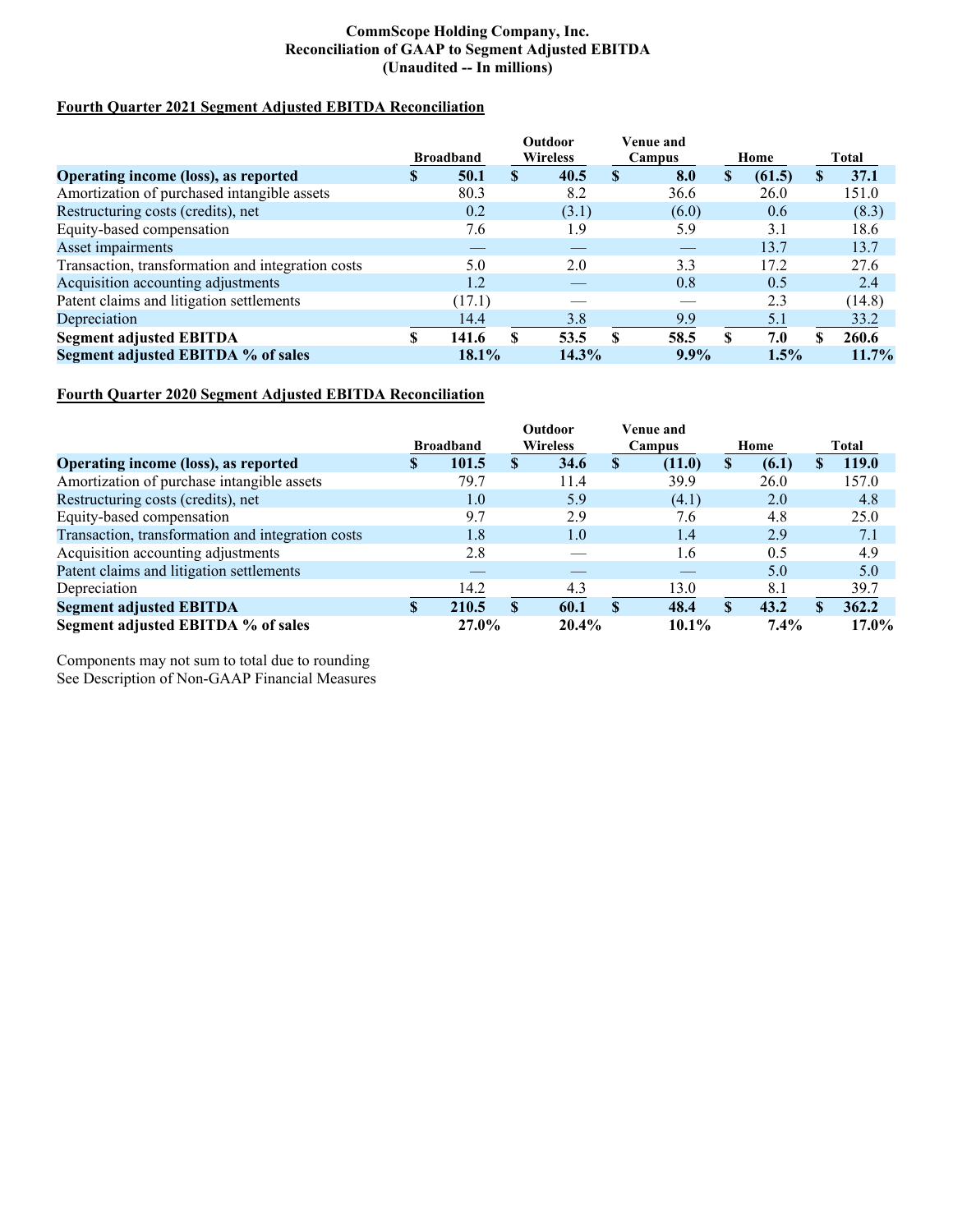# CommScope Holding Company, Inc.
## Reconciliation of GAAP to Segment Adjusted EBITDA
### (Unaudited -- In millions)

**Fourth Quarter 2021 Segment Adjusted EBITDA Reconciliation**

| | Broadband | Outdoor Wireless | Venue and Campus | Home | Total |
|---|---|---|---|---|---|
| **Operating income (loss), as reported** | **$ 50.1** | **$ 40.5** | **$ 8.0** | **$ (61.5)** | **$ 37.1** |
| Amortization of purchased intangible assets | 80.3 | 8.2 | 36.6 | 26.0 | 151.0 |
| Restructuring costs (credits), net | 0.2 | (3.1) | (6.0) | 0.6 | (8.3) |
| Equity-based compensation | 7.6 | 1.9 | 5.9 | 3.1 | 18.6 |
| Asset impairments | — | — | — | 13.7 | 13.7 |
| Transaction, transformation and integration costs | 5.0 | 2.0 | 3.3 | 17.2 | 27.6 |
| Acquisition accounting adjustments | 1.2 | — | 0.8 | 0.5 | 2.4 |
| Patent claims and litigation settlements | (17.1) | — | — | 2.3 | (14.8) |
| Depreciation | 14.4 | 3.8 | 9.9 | 5.1 | 33.2 |
| **Segment adjusted EBITDA** | **$ 141.6** | **$ 53.5** | **$ 58.5** | **$ 7.0** | **$ 260.6** |
| **Segment adjusted EBITDA % of sales** | **18.1%** | **14.3%** | **9.9%** | **1.5%** | **11.7%** |

**Fourth Quarter 2020 Segment Adjusted EBITDA Reconciliation**

| | Broadband | Outdoor Wireless | Venue and Campus | Home | Total |
|---|---|---|---|---|---|
| **Operating income (loss), as reported** | **$ 101.5** | **$ 34.6** | **$ (11.0)** | **$ (6.1)** | **$ 119.0** |
| Amortization of purchase intangible assets | 79.7 | 11.4 | 39.9 | 26.0 | 157.0 |
| Restructuring costs (credits), net | 1.0 | 5.9 | (4.1) | 2.0 | 4.8 |
| Equity-based compensation | 9.7 | 2.9 | 7.6 | 4.8 | 25.0 |
| Transaction, transformation and integration costs | 1.8 | 1.0 | 1.4 | 2.9 | 7.1 |
| Acquisition accounting adjustments | 2.8 | — | 1.6 | 0.5 | 4.9 |
| Patent claims and litigation settlements | — | — | — | 5.0 | 5.0 |
| Depreciation | 14.2 | 4.3 | 13.0 | 8.1 | 39.7 |
| **Segment adjusted EBITDA** | **$ 210.5** | **$ 60.1** | **$ 48.4** | **$ 43.2** | **$ 362.2** |
| **Segment adjusted EBITDA % of sales** | **27.0%** | **20.4%** | **10.1%** | **7.4%** | **17.0%** |

Components may not sum to total due to rounding
See Description of Non-GAAP Financial Measures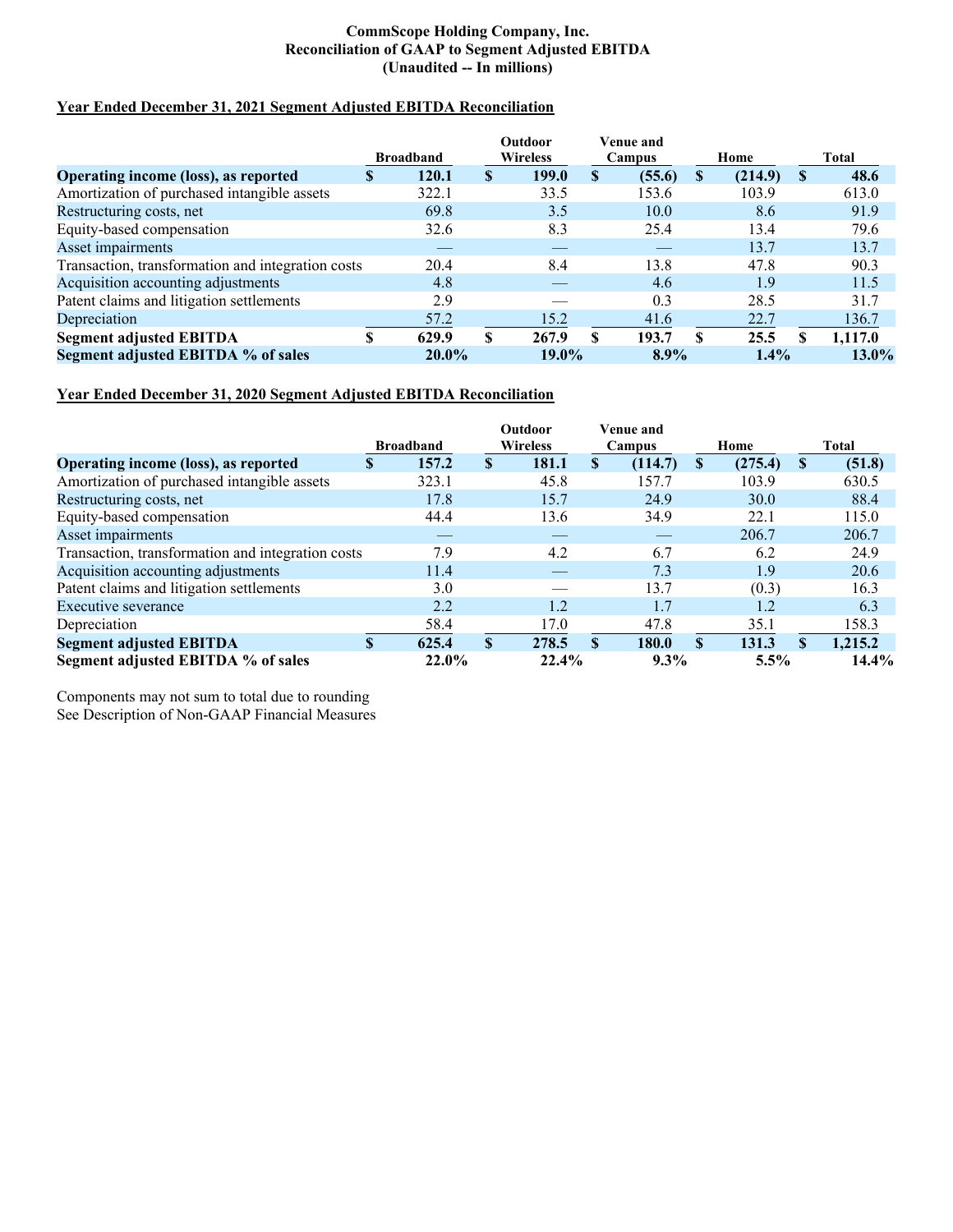**CommScope Holding Company, Inc.**
**Reconciliation of GAAP to Segment Adjusted EBITDA**
**(Unaudited -- In millions)**

**Year Ended December 31, 2021 Segment Adjusted EBITDA Reconciliation**

| | Broadband | Outdoor Wireless | Venue and Campus | Home | Total |
|---|---|---|---|---|---|
| **Operating income (loss), as reported** | **$ 120.1** | **$ 199.0** | **$ (55.6)** | **$ (214.9)** | **$ 48.6** |
| Amortization of purchased intangible assets | 322.1 | 33.5 | 153.6 | 103.9 | 613.0 |
| Restructuring costs, net | 69.8 | 3.5 | 10.0 | 8.6 | 91.9 |
| Equity-based compensation | 32.6 | 8.3 | 25.4 | 13.4 | 79.6 |
| Asset impairments | — | — | — | 13.7 | 13.7 |
| Transaction, transformation and integration costs | 20.4 | 8.4 | 13.8 | 47.8 | 90.3 |
| Acquisition accounting adjustments | 4.8 | — | 4.6 | 1.9 | 11.5 |
| Patent claims and litigation settlements | 2.9 | — | 0.3 | 28.5 | 31.7 |
| Depreciation | 57.2 | 15.2 | 41.6 | 22.7 | 136.7 |
| **Segment adjusted EBITDA** | **$ 629.9** | **$ 267.9** | **$ 193.7** | **$ 25.5** | **$ 1,117.0** |
| **Segment adjusted EBITDA % of sales** | **20.0%** | **19.0%** | **8.9%** | **1.4%** | **13.0%** |

**Year Ended December 31, 2020 Segment Adjusted EBITDA Reconciliation**

| | Broadband | Outdoor Wireless | Venue and Campus | Home | Total |
|---|---|---|---|---|---|
| **Operating income (loss), as reported** | **$ 157.2** | **$ 181.1** | **$ (114.7)** | **$ (275.4)** | **$ (51.8)** |
| Amortization of purchased intangible assets | 323.1 | 45.8 | 157.7 | 103.9 | 630.5 |
| Restructuring costs, net | 17.8 | 15.7 | 24.9 | 30.0 | 88.4 |
| Equity-based compensation | 44.4 | 13.6 | 34.9 | 22.1 | 115.0 |
| Asset impairments | — | — | — | 206.7 | 206.7 |
| Transaction, transformation and integration costs | 7.9 | 4.2 | 6.7 | 6.2 | 24.9 |
| Acquisition accounting adjustments | 11.4 | — | 7.3 | 1.9 | 20.6 |
| Patent claims and litigation settlements | 3.0 | — | 13.7 | (0.3) | 16.3 |
| Executive severance | 2.2 | 1.2 | 1.7 | 1.2 | 6.3 |
| Depreciation | 58.4 | 17.0 | 47.8 | 35.1 | 158.3 |
| **Segment adjusted EBITDA** | **$ 625.4** | **$ 278.5** | **$ 180.0** | **$ 131.3** | **$ 1,215.2** |
| **Segment adjusted EBITDA % of sales** | **22.0%** | **22.4%** | **9.3%** | **5.5%** | **14.4%** |

Components may not sum to total due to rounding
See Description of Non-GAAP Financial Measures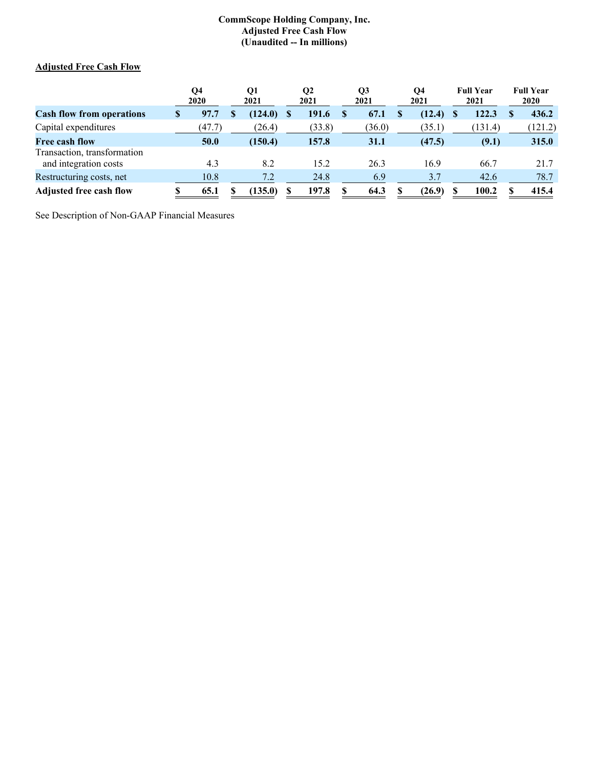**CommScope Holding Company, Inc.**
**Adjusted Free Cash Flow**
**(Unaudited -- In millions)**

**Adjusted Free Cash Flow**

| | Q4 2020 | Q1 2021 | Q2 2021 | Q3 2021 | Q4 2021 | Full Year 2021 | Full Year 2020 |
|---|---|---|---|---|---|---|---|
| **Cash flow from operations** | **$ 97.7** | **$ (124.0)** | **$ 191.6** | **$ 67.1** | **$ (12.4)** | **$ 122.3** | **$ 436.2** |
| Capital expenditures | (47.7) | (26.4) | (33.8) | (36.0) | (35.1) | (131.4) | (121.2) |
| **Free cash flow** | **50.0** | **(150.4)** | **157.8** | **31.1** | **(47.5)** | **(9.1)** | **315.0** |
| Transaction, transformation and integration costs | 4.3 | 8.2 | 15.2 | 26.3 | 16.9 | 66.7 | 21.7 |
| Restructuring costs, net | 10.8 | 7.2 | 24.8 | 6.9 | 3.7 | 42.6 | 78.7 |
| **Adjusted free cash flow** | **$ 65.1** | **$ (135.0)** | **$ 197.8** | **$ 64.3** | **$ (26.9)** | **$ 100.2** | **$ 415.4** |

See Description of Non-GAAP Financial Measures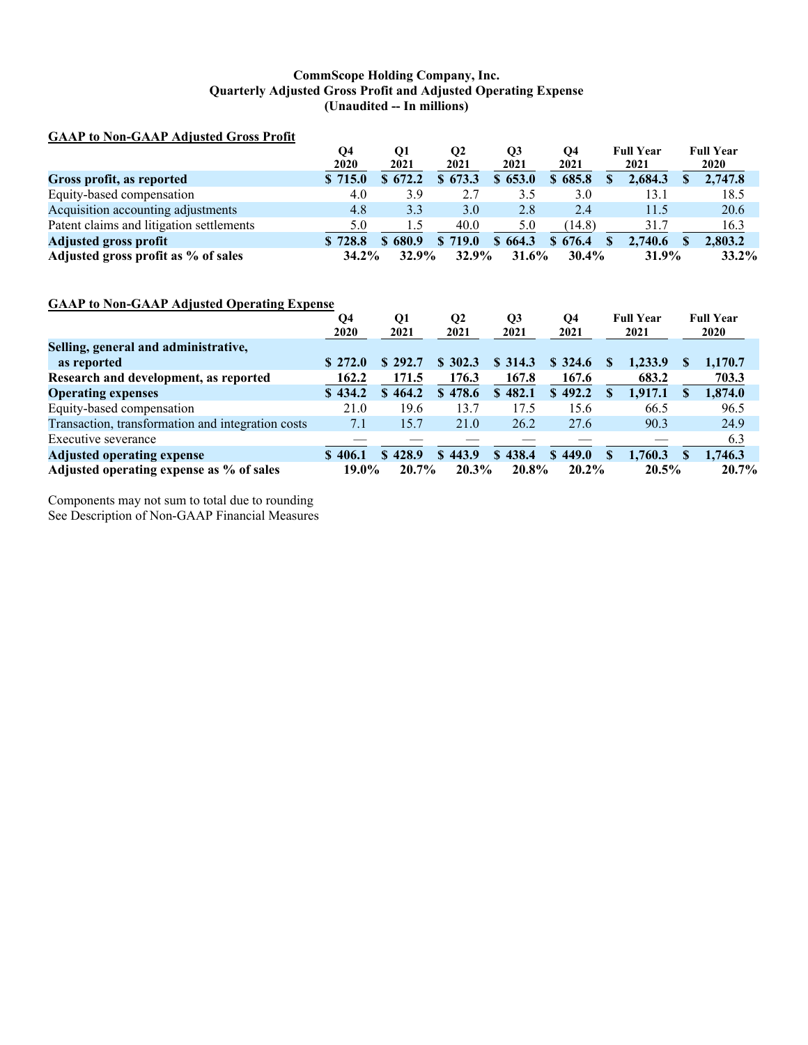**CommScope Holding Company, Inc.**
**Quarterly Adjusted Gross Profit and Adjusted Operating Expense**
**(Unaudited -- In millions)**

**GAAP to Non-GAAP Adjusted Gross Profit**

| | Q4 2020 | Q1 2021 | Q2 2021 | Q3 2021 | Q4 2021 | Full Year 2021 | Full Year 2020 |
|---|---|---|---|---|---|---|---|
| **Gross profit, as reported** | **$ 715.0** | **$ 672.2** | **$ 673.3** | **$ 653.0** | **$ 685.8** | **$ 2,684.3** | **$ 2,747.8** |
| Equity-based compensation | 4.0 | 3.9 | 2.7 | 3.5 | 3.0 | 13.1 | 18.5 |
| Acquisition accounting adjustments | 4.8 | 3.3 | 3.0 | 2.8 | 2.4 | 11.5 | 20.6 |
| Patent claims and litigation settlements | 5.0 | 1.5 | 40.0 | 5.0 | (14.8) | 31.7 | 16.3 |
| **Adjusted gross profit** | **$ 728.8** | **$ 680.9** | **$ 719.0** | **$ 664.3** | **$ 676.4** | **$ 2,740.6** | **$ 2,803.2** |
| **Adjusted gross profit as % of sales** | **34.2%** | **32.9%** | **32.9%** | **31.6%** | **30.4%** | **31.9%** | **33.2%** |

**GAAP to Non-GAAP Adjusted Operating Expense**

| | Q4 2020 | Q1 2021 | Q2 2021 | Q3 2021 | Q4 2021 | Full Year 2021 | Full Year 2020 |
|---|---|---|---|---|---|---|---|
| **Selling, general and administrative, as reported** | **$ 272.0** | **$ 292.7** | **$ 302.3** | **$ 314.3** | **$ 324.6** | **$ 1,233.9** | **$ 1,170.7** |
| **Research and development, as reported** | **162.2** | **171.5** | **176.3** | **167.8** | **167.6** | **683.2** | **703.3** |
| **Operating expenses** | **$ 434.2** | **$ 464.2** | **$ 478.6** | **$ 482.1** | **$ 492.2** | **$ 1,917.1** | **$ 1,874.0** |
| Equity-based compensation | 21.0 | 19.6 | 13.7 | 17.5 | 15.6 | 66.5 | 96.5 |
| Transaction, transformation and integration costs | 7.1 | 15.7 | 21.0 | 26.2 | 27.6 | 90.3 | 24.9 |
| Executive severance | — | — | — | — | — | — | 6.3 |
| **Adjusted operating expense** | **$ 406.1** | **$ 428.9** | **$ 443.9** | **$ 438.4** | **$ 449.0** | **$ 1,760.3** | **$ 1,746.3** |
| **Adjusted operating expense as % of sales** | **19.0%** | **20.7%** | **20.3%** | **20.8%** | **20.2%** | **20.5%** | **20.7%** |

Components may not sum to total due to rounding
See Description of Non-GAAP Financial Measures